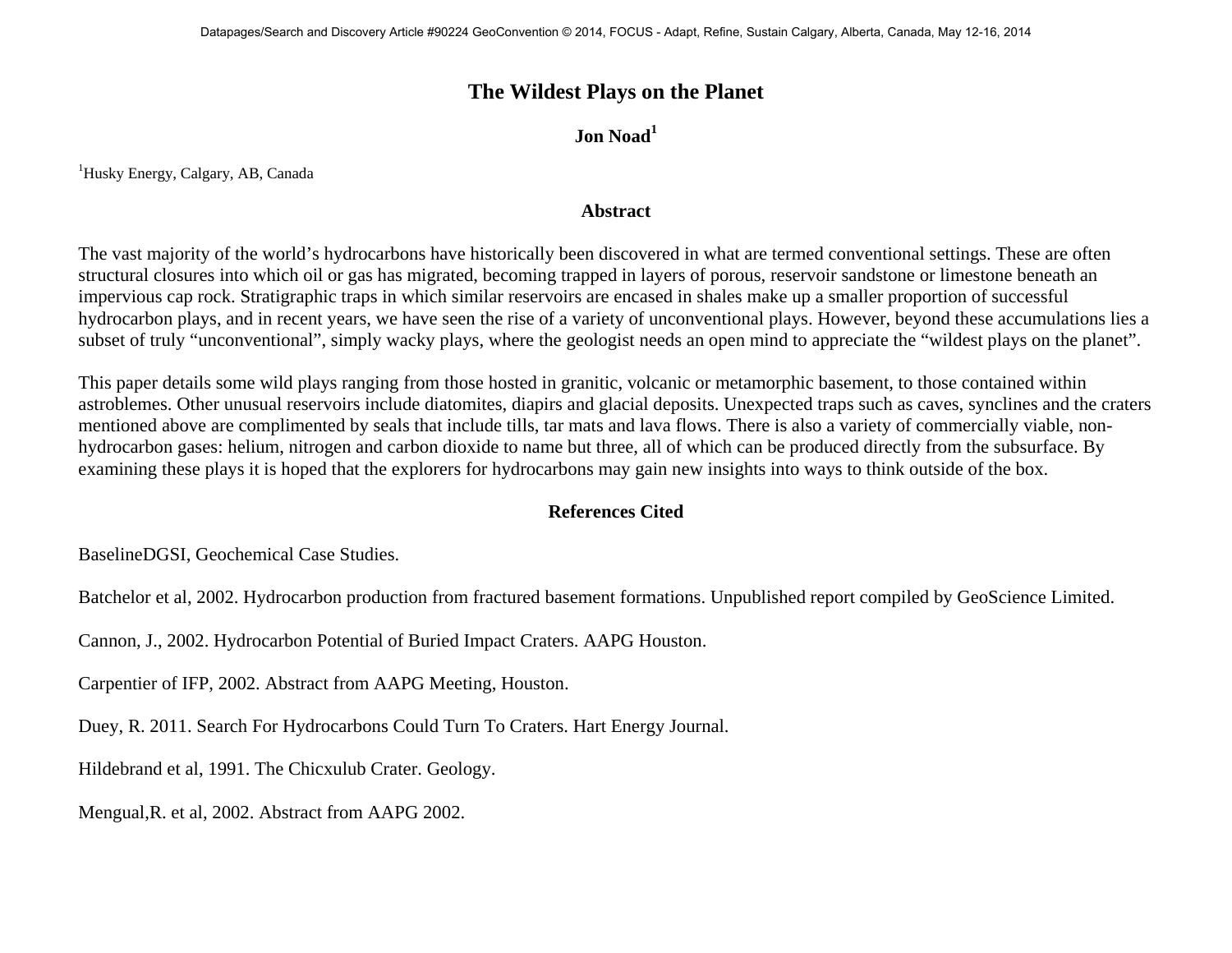# The Wildest Plays on the Planet

**Jon Noad**[1]

[1]Husky Energy, Calgary, AB, Canada

## Abstract

The vast majority of the world's hydrocarbons have historically been discovered in what are termed conventional settings. These are often structural closures into which oil or gas has migrated, becoming trapped in layers of porous, reservoir sandstone or limestone beneath an impervious cap rock. Stratigraphic traps in which similar reservoirs are encased in shales make up a smaller proportion of successful hydrocarbon plays, and in recent years, we have seen the rise of a variety of unconventional plays. However, beyond these accumulations lies a subset of truly "unconventional", simply wacky plays, where the geologist needs an open mind to appreciate the "wildest plays on the planet".

This paper details some wild plays ranging from those hosted in granitic, volcanic or metamorphic basement, to those contained within astroblemes. Other unusual reservoirs include diatomites, diapirs and glacial deposits. Unexpected traps such as caves, synclines and the craters mentioned above are complimented by seals that include tills, tar mats and lava flows. There is also a variety of commercially viable, non-hydrocarbon gases: helium, nitrogen and carbon dioxide to name but three, all of which can be produced directly from the subsurface. By examining these plays it is hoped that the explorers for hydrocarbons may gain new insights into ways to think outside of the box.

## References Cited

BaselineDGSI, Geochemical Case Studies.

Batchelor et al, 2002. Hydrocarbon production from fractured basement formations. Unpublished report compiled by GeoScience Limited.

Cannon, J., 2002. Hydrocarbon Potential of Buried Impact Craters. AAPG Houston.

Carpentier of IFP, 2002. Abstract from AAPG Meeting, Houston.

Duey, R. 2011. Search For Hydrocarbons Could Turn To Craters. Hart Energy Journal.

Hildebrand et al, 1991. The Chicxulub Crater. Geology.

Mengual,R. et al, 2002. Abstract from AAPG 2002.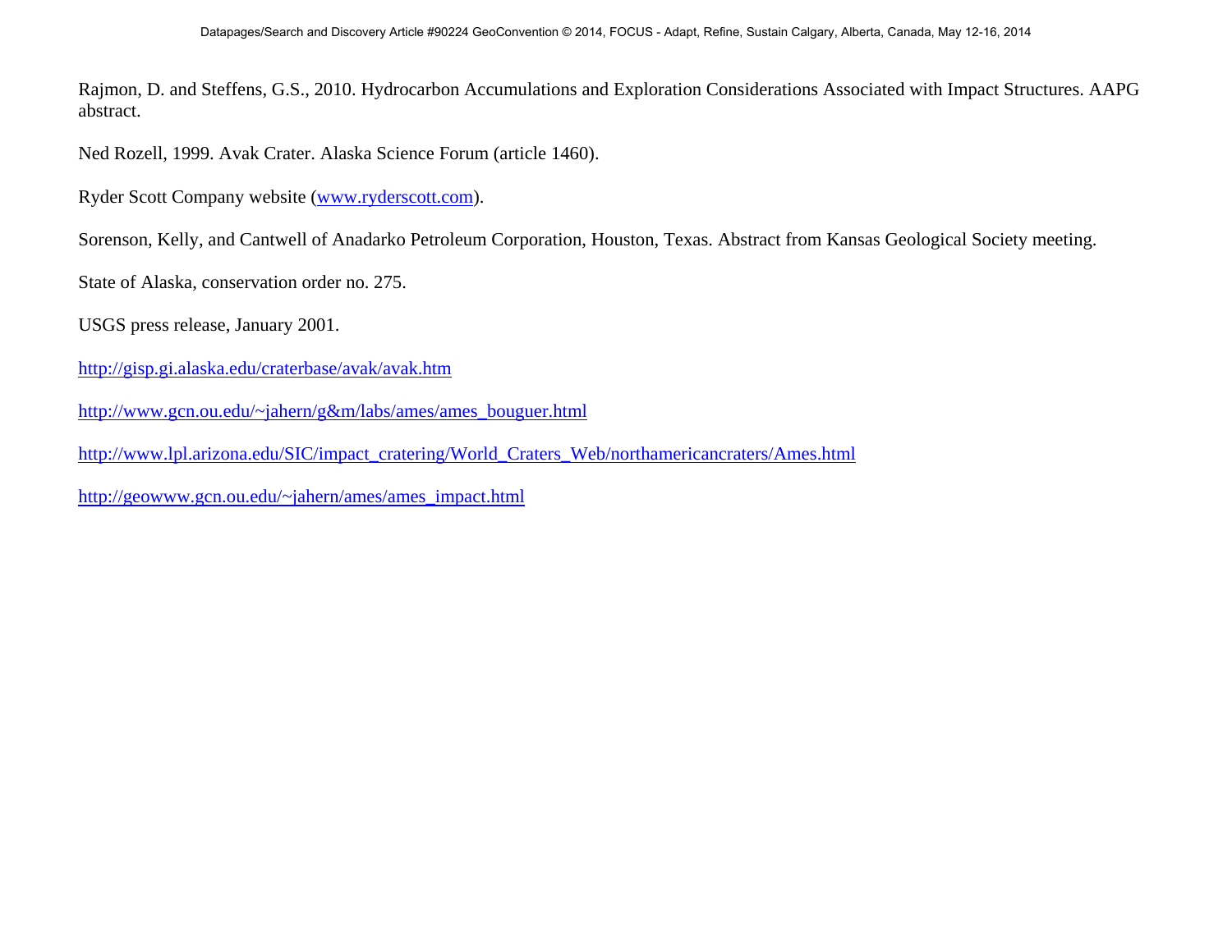Rajmon, D. and Steffens, G.S., 2010. Hydrocarbon Accumulations and Exploration Considerations Associated with Impact Structures. AAPG abstract.

Ned Rozell, 1999. Avak Crater. Alaska Science Forum (article 1460).

Ryder Scott Company website (www.ryderscott.com).

Sorenson, Kelly, and Cantwell of Anadarko Petroleum Corporation, Houston, Texas. Abstract from Kansas Geological Society meeting.

State of Alaska, conservation order no. 275.

USGS press release, January 2001.

http://gisp.gi.alaska.edu/craterbase/avak/avak.htm

http://www.gcn.ou.edu/~jahern/g&m/labs/ames/ames_bouguer.html

http://www.lpl.arizona.edu/SIC/impact_cratering/World_Craters_Web/northamericancraters/Ames.html

http://geowww.gcn.ou.edu/~jahern/ames/ames_impact.html